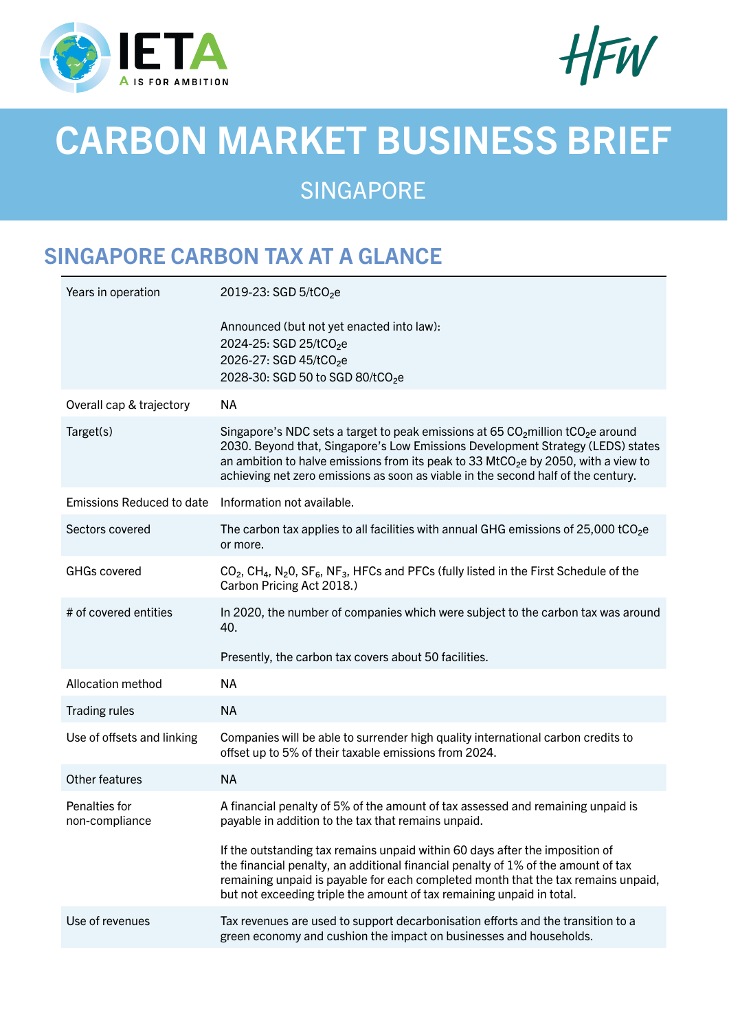# CARBON MARKET BUSINESS BRIEF

## SINGAPORE

## SINGAPORE CARBON TAX AT A GLANCE

| | |
|---|---|
| Years in operation | 2019-23: SGD 5/$tCO_2e$<br><br>Announced (but not yet enacted into law):<br>2024-25: SGD 25/$tCO_2e$<br>2026-27: SGD 45/$tCO_2e$<br>2028-30: SGD 50 to SGD 80/$tCO_2e$ |
| Overall cap & trajectory | NA |
| Target(s) | Singapore's NDC sets a target to peak emissions at 65 $CO_2$million $tCO_2e$ around 2030. Beyond that, Singapore's Low Emissions Development Strategy (LEDS) states an ambition to halve emissions from its peak to 33 $MtCO_2e$ by 2050, with a view to achieving net zero emissions as soon as viable in the second half of the century. |
| Emissions Reduced to date | Information not available. |
| Sectors covered | The carbon tax applies to all facilities with annual GHG emissions of 25,000 $tCO_2e$ or more. |
| GHGs covered | $CO_2$, $CH_4$, $N_20$, $SF_6$, $NF_3$, HFCs and PFCs (fully listed in the First Schedule of the Carbon Pricing Act 2018.) |
| # of covered entities | In 2020, the number of companies which were subject to the carbon tax was around 40.<br><br>Presently, the carbon tax covers about 50 facilities. |
| Allocation method | NA |
| Trading rules | NA |
| Use of offsets and linking | Companies will be able to surrender high quality international carbon credits to offset up to 5% of their taxable emissions from 2024. |
| Other features | NA |
| Penalties for non-compliance | A financial penalty of 5% of the amount of tax assessed and remaining unpaid is payable in addition to the tax that remains unpaid.<br><br>If the outstanding tax remains unpaid within 60 days after the imposition of the financial penalty, an additional financial penalty of 1% of the amount of tax remaining unpaid is payable for each completed month that the tax remains unpaid, but not exceeding triple the amount of tax remaining unpaid in total. |
| Use of revenues | Tax revenues are used to support decarbonisation efforts and the transition to a green economy and cushion the impact on businesses and households. |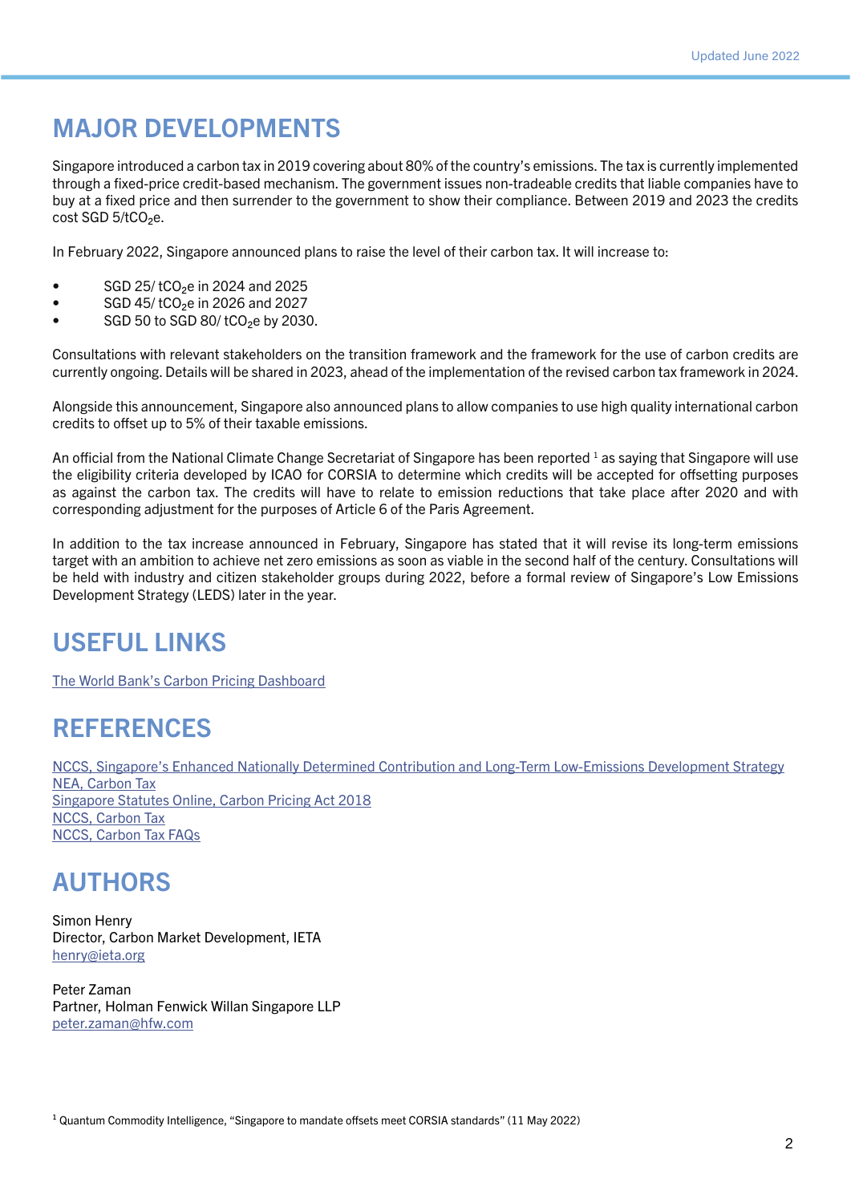## MAJOR DEVELOPMENTS

Singapore introduced a carbon tax in 2019 covering about 80% of the country's emissions. The tax is currently implemented through a fixed-price credit-based mechanism. The government issues non-tradeable credits that liable companies have to buy at a fixed price and then surrender to the government to show their compliance. Between 2019 and 2023 the credits cost SGD 5/$tCO_2e$.

In February 2022, Singapore announced plans to raise the level of their carbon tax. It will increase to:

- SGD 25/ $tCO_2e$ in 2024 and 2025
- SGD 45/ $tCO_2e$ in 2026 and 2027
- SGD 50 to SGD 80/ $tCO_2e$ by 2030.

Consultations with relevant stakeholders on the transition framework and the framework for the use of carbon credits are currently ongoing. Details will be shared in 2023, ahead of the implementation of the revised carbon tax framework in 2024.

Alongside this announcement, Singapore also announced plans to allow companies to use high quality international carbon credits to offset up to 5% of their taxable emissions.

An official from the National Climate Change Secretariat of Singapore has been reported [1] as saying that Singapore will use the eligibility criteria developed by ICAO for CORSIA to determine which credits will be accepted for offsetting purposes as against the carbon tax. The credits will have to relate to emission reductions that take place after 2020 and with corresponding adjustment for the purposes of Article 6 of the Paris Agreement.

In addition to the tax increase announced in February, Singapore has stated that it will revise its long-term emissions target with an ambition to achieve net zero emissions as soon as viable in the second half of the century. Consultations will be held with industry and citizen stakeholder groups during 2022, before a formal review of Singapore's Low Emissions Development Strategy (LEDS) later in the year.

## USEFUL LINKS

The World Bank's Carbon Pricing Dashboard

## REFERENCES

NCCS, Singapore's Enhanced Nationally Determined Contribution and Long-Term Low-Emissions Development Strategy
NEA, Carbon Tax
Singapore Statutes Online, Carbon Pricing Act 2018
NCCS, Carbon Tax
NCCS, Carbon Tax FAQs

## AUTHORS

Simon Henry
Director, Carbon Market Development, IETA
henry@ieta.org

Peter Zaman
Partner, Holman Fenwick Willan Singapore LLP
peter.zaman@hfw.com

[1] Quantum Commodity Intelligence, "Singapore to mandate offsets meet CORSIA standards" (11 May 2022)